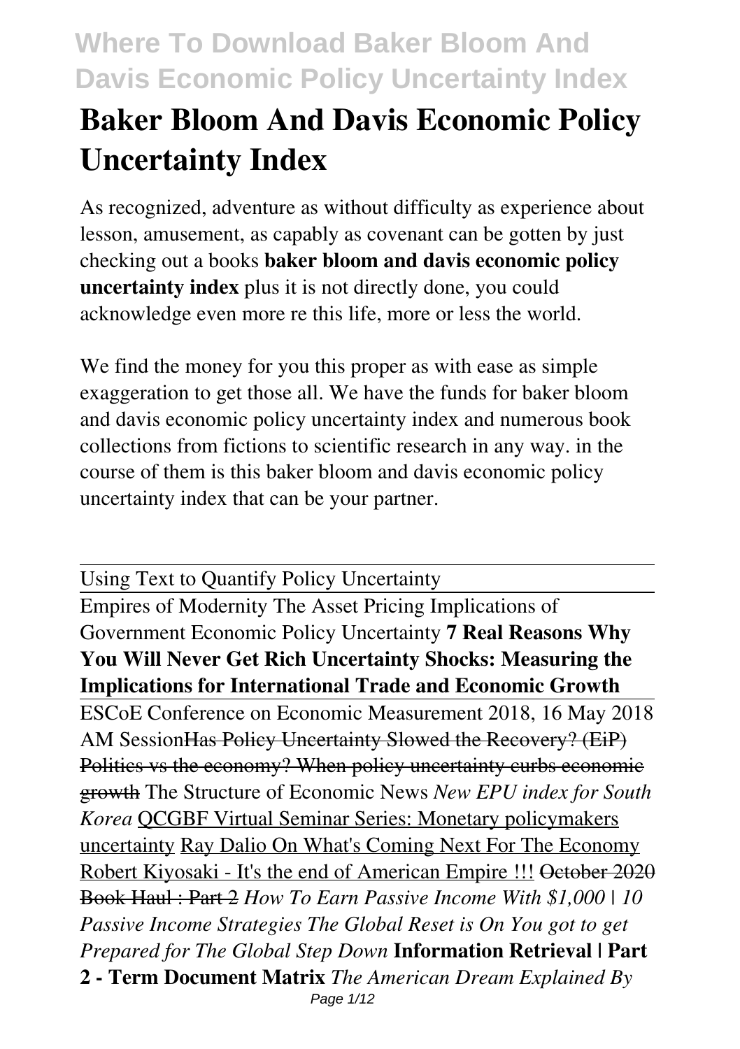# Baker Bloom And Davis Economic Policy Uncertainty Index

As recognized, adventure as without difficulty as experience about lesson, amusement, as capably as covenant can be gotten by just checking out a books **baker bloom and davis economic policy uncertainty index** plus it is not directly done, you could acknowledge even more re this life, more or less the world.

We find the money for you this proper as with ease as simple exaggeration to get those all. We have the funds for baker bloom and davis economic policy uncertainty index and numerous book collections from fictions to scientific research in any way. in the course of them is this baker bloom and davis economic policy uncertainty index that can be your partner.

Using Text to Quantify Policy Uncertainty

Empires of Modernity The Asset Pricing Implications of Government Economic Policy Uncertainty **7 Real Reasons Why You Will Never Get Rich** **Uncertainty Shocks: Measuring the Implications for International Trade and Economic Growth**

ESCoE Conference on Economic Measurement 2018, 16 May 2018 AM Session ~~Has Policy Uncertainty Slowed the Recovery? (EiP)~~ ~~Politics vs the economy? When policy uncertainty curbs economic growth~~ The Structure of Economic News *New EPU index for South Korea* QCGBF Virtual Seminar Series: Monetary policymakers uncertainty Ray Dalio On What's Coming Next For The Economy Robert Kiyosaki - It's the end of American Empire !!! ~~October 2020 Book Haul : Part 2~~ *How To Earn Passive Income With $1,000 | 10 Passive Income Strategies The Global Reset is On You got to get Prepared for The Global Step Down* **Information Retrieval | Part 2 - Term Document Matrix** *The American Dream Explained By*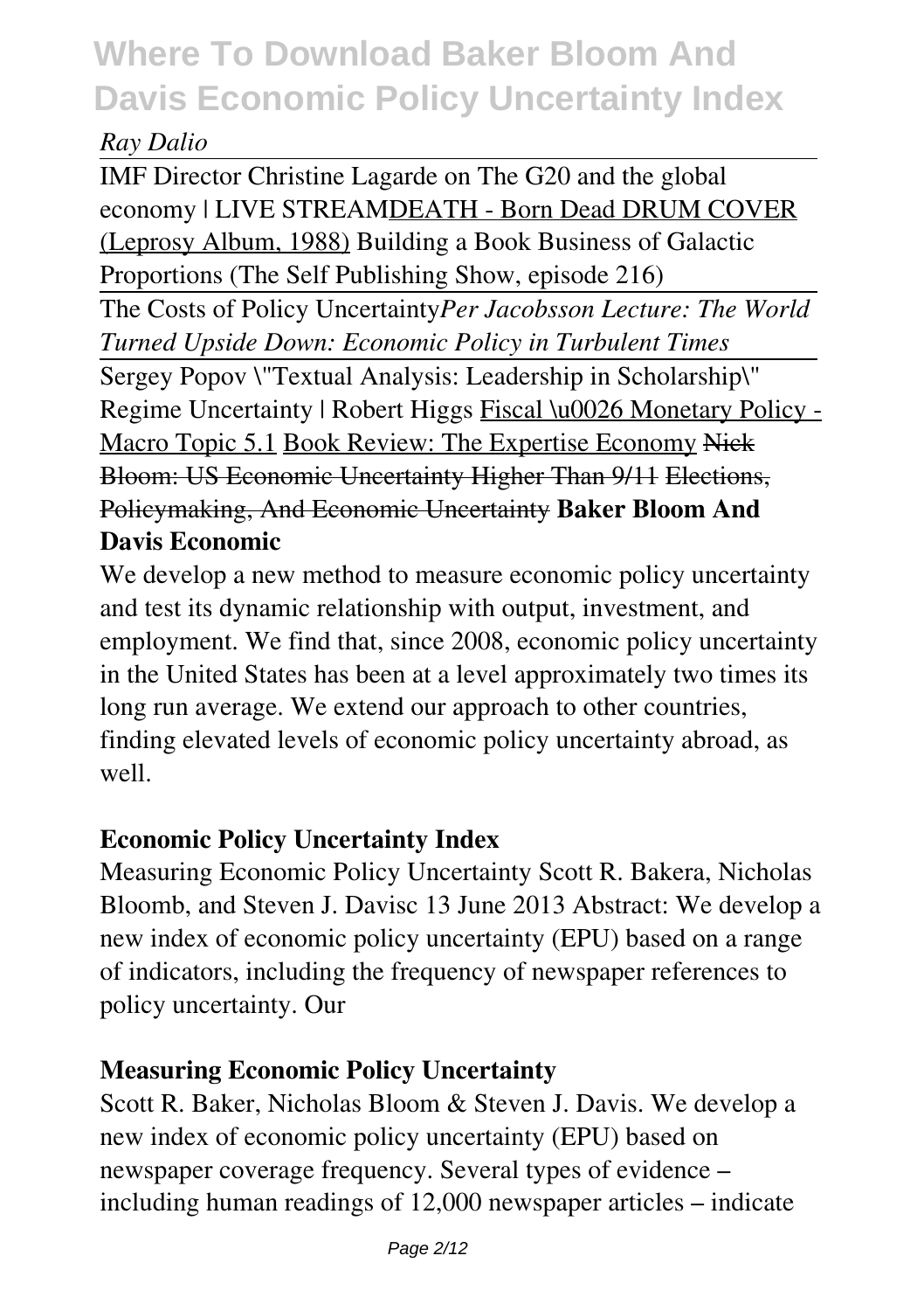*Ray Dalio*

IMF Director Christine Lagarde on The G20 and the global economy | LIVE STREAMDEATH - Born Dead DRUM COVER (Leprosy Album, 1988) Building a Book Business of Galactic Proportions (The Self Publishing Show, episode 216)

The Costs of Policy Uncertainty*Per Jacobsson Lecture: The World Turned Upside Down: Economic Policy in Turbulent Times*

Sergey Popov \"Textual Analysis: Leadership in Scholarship\" Regime Uncertainty | Robert Higgs Fiscal \u0026 Monetary Policy - Macro Topic 5.1 Book Review: The Expertise Economy ~~Nick Bloom: US Economic Uncertainty Higher Than 9/11~~ ~~Elections, Policymaking, And Economic Uncertainty~~ **Baker Bloom And Davis Economic**

We develop a new method to measure economic policy uncertainty and test its dynamic relationship with output, investment, and employment. We find that, since 2008, economic policy uncertainty in the United States has been at a level approximately two times its long run average. We extend our approach to other countries, finding elevated levels of economic policy uncertainty abroad, as well.

### Economic Policy Uncertainty Index

Measuring Economic Policy Uncertainty Scott R. Bakera, Nicholas Bloomb, and Steven J. Davisc 13 June 2013 Abstract: We develop a new index of economic policy uncertainty (EPU) based on a range of indicators, including the frequency of newspaper references to policy uncertainty. Our

### Measuring Economic Policy Uncertainty

Scott R. Baker, Nicholas Bloom & Steven J. Davis. We develop a new index of economic policy uncertainty (EPU) based on newspaper coverage frequency. Several types of evidence – including human readings of 12,000 newspaper articles – indicate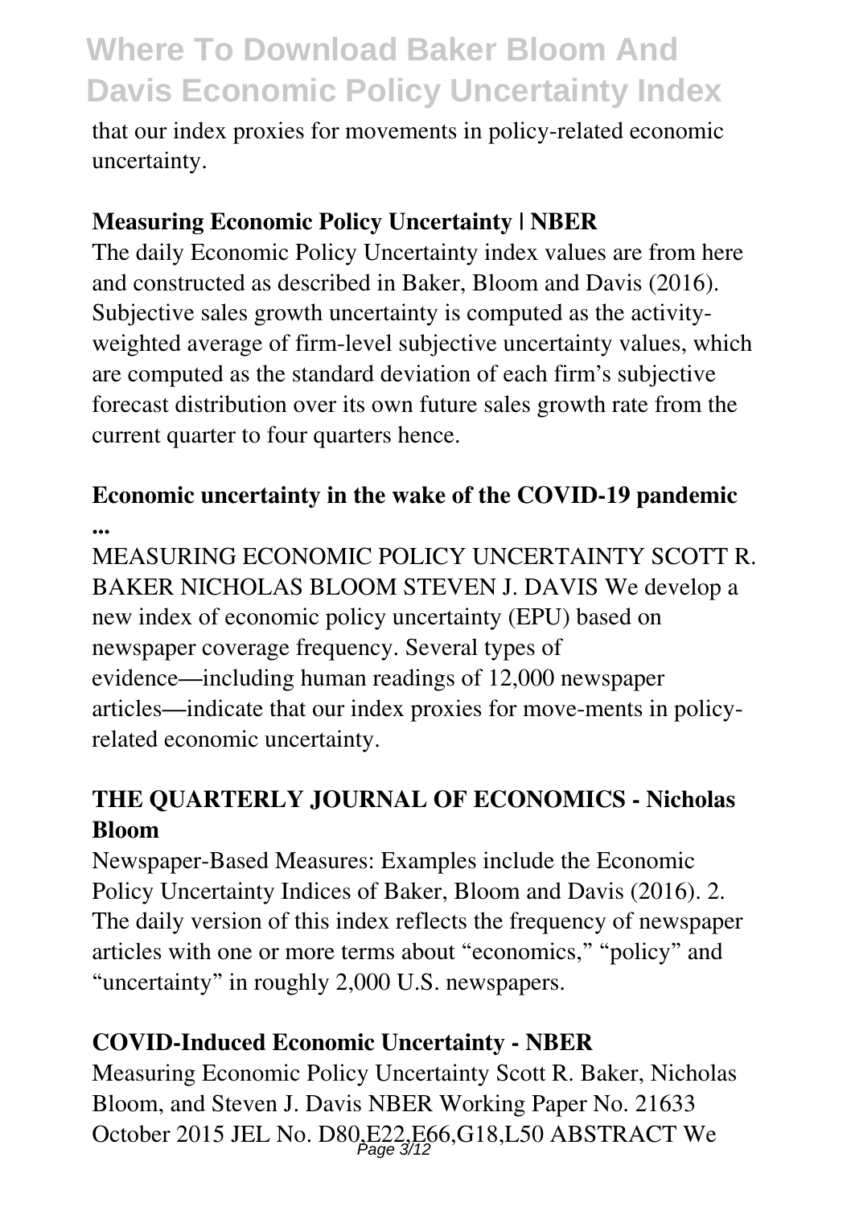that our index proxies for movements in policy-related economic uncertainty.

**Measuring Economic Policy Uncertainty | NBER**

The daily Economic Policy Uncertainty index values are from here and constructed as described in Baker, Bloom and Davis (2016). Subjective sales growth uncertainty is computed as the activity-weighted average of firm-level subjective uncertainty values, which are computed as the standard deviation of each firm's subjective forecast distribution over its own future sales growth rate from the current quarter to four quarters hence.

**Economic uncertainty in the wake of the COVID-19 pandemic ...**

MEASURING ECONOMIC POLICY UNCERTAINTY SCOTT R. BAKER NICHOLAS BLOOM STEVEN J. DAVIS We develop a new index of economic policy uncertainty (EPU) based on newspaper coverage frequency. Several types of evidence—including human readings of 12,000 newspaper articles—indicate that our index proxies for move-ments in policy-related economic uncertainty.

**THE QUARTERLY JOURNAL OF ECONOMICS - Nicholas Bloom**

Newspaper-Based Measures: Examples include the Economic Policy Uncertainty Indices of Baker, Bloom and Davis (2016). 2. The daily version of this index reflects the frequency of newspaper articles with one or more terms about "economics," "policy" and "uncertainty" in roughly 2,000 U.S. newspapers.

**COVID-Induced Economic Uncertainty - NBER**

Measuring Economic Policy Uncertainty Scott R. Baker, Nicholas Bloom, and Steven J. Davis NBER Working Paper No. 21633 October 2015 JEL No. D80,E22,E66,G18,L50 ABSTRACT We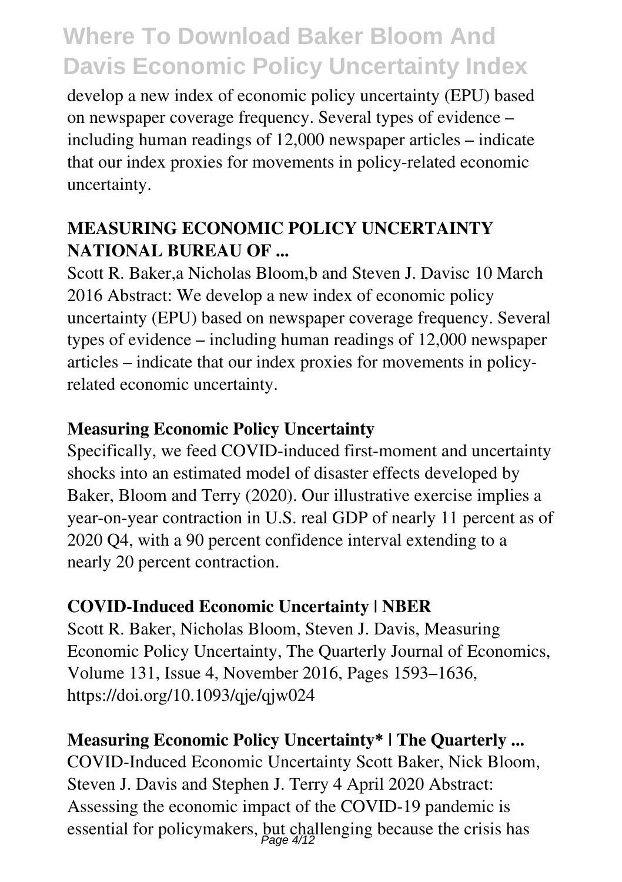develop a new index of economic policy uncertainty (EPU) based on newspaper coverage frequency. Several types of evidence – including human readings of 12,000 newspaper articles – indicate that our index proxies for movements in policy-related economic uncertainty.

### MEASURING ECONOMIC POLICY UNCERTAINTY NATIONAL BUREAU OF ...

Scott R. Baker,a Nicholas Bloom,b and Steven J. Davisc 10 March 2016 Abstract: We develop a new index of economic policy uncertainty (EPU) based on newspaper coverage frequency. Several types of evidence – including human readings of 12,000 newspaper articles – indicate that our index proxies for movements in policy-related economic uncertainty.

### Measuring Economic Policy Uncertainty

Specifically, we feed COVID-induced first-moment and uncertainty shocks into an estimated model of disaster effects developed by Baker, Bloom and Terry (2020). Our illustrative exercise implies a year-on-year contraction in U.S. real GDP of nearly 11 percent as of 2020 Q4, with a 90 percent confidence interval extending to a nearly 20 percent contraction.

### COVID-Induced Economic Uncertainty | NBER

Scott R. Baker, Nicholas Bloom, Steven J. Davis, Measuring Economic Policy Uncertainty, The Quarterly Journal of Economics, Volume 131, Issue 4, November 2016, Pages 1593–1636, https://doi.org/10.1093/qje/qjw024

### Measuring Economic Policy Uncertainty* | The Quarterly ...

COVID-Induced Economic Uncertainty Scott Baker, Nick Bloom, Steven J. Davis and Stephen J. Terry 4 April 2020 Abstract: Assessing the economic impact of the COVID-19 pandemic is essential for policymakers, but challenging because the crisis has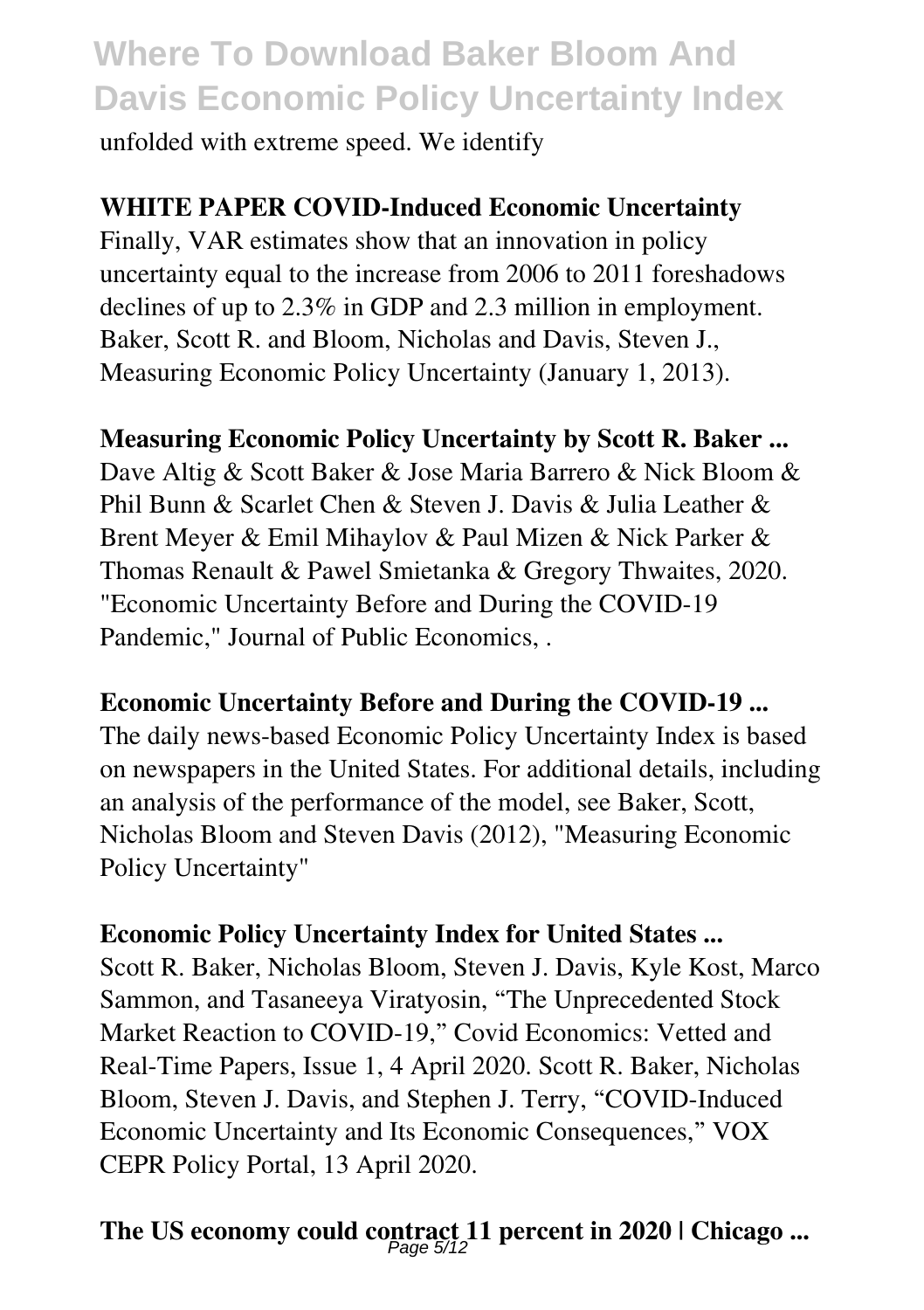unfolded with extreme speed. We identify

**WHITE PAPER COVID-Induced Economic Uncertainty**

Finally, VAR estimates show that an innovation in policy uncertainty equal to the increase from 2006 to 2011 foreshadows declines of up to 2.3% in GDP and 2.3 million in employment. Baker, Scott R. and Bloom, Nicholas and Davis, Steven J., Measuring Economic Policy Uncertainty (January 1, 2013).

**Measuring Economic Policy Uncertainty by Scott R. Baker ...**

Dave Altig & Scott Baker & Jose Maria Barrero & Nick Bloom & Phil Bunn & Scarlet Chen & Steven J. Davis & Julia Leather & Brent Meyer & Emil Mihaylov & Paul Mizen & Nick Parker & Thomas Renault & Pawel Smietanka & Gregory Thwaites, 2020. "Economic Uncertainty Before and During the COVID-19 Pandemic," Journal of Public Economics, .

**Economic Uncertainty Before and During the COVID-19 ...**

The daily news-based Economic Policy Uncertainty Index is based on newspapers in the United States. For additional details, including an analysis of the performance of the model, see Baker, Scott, Nicholas Bloom and Steven Davis (2012), "Measuring Economic Policy Uncertainty"

**Economic Policy Uncertainty Index for United States ...**

Scott R. Baker, Nicholas Bloom, Steven J. Davis, Kyle Kost, Marco Sammon, and Tasaneeya Viratyosin, "The Unprecedented Stock Market Reaction to COVID-19," Covid Economics: Vetted and Real-Time Papers, Issue 1, 4 April 2020. Scott R. Baker, Nicholas Bloom, Steven J. Davis, and Stephen J. Terry, "COVID-Induced Economic Uncertainty and Its Economic Consequences," VOX CEPR Policy Portal, 13 April 2020.

**The US economy could contract 11 percent in 2020 | Chicago ...**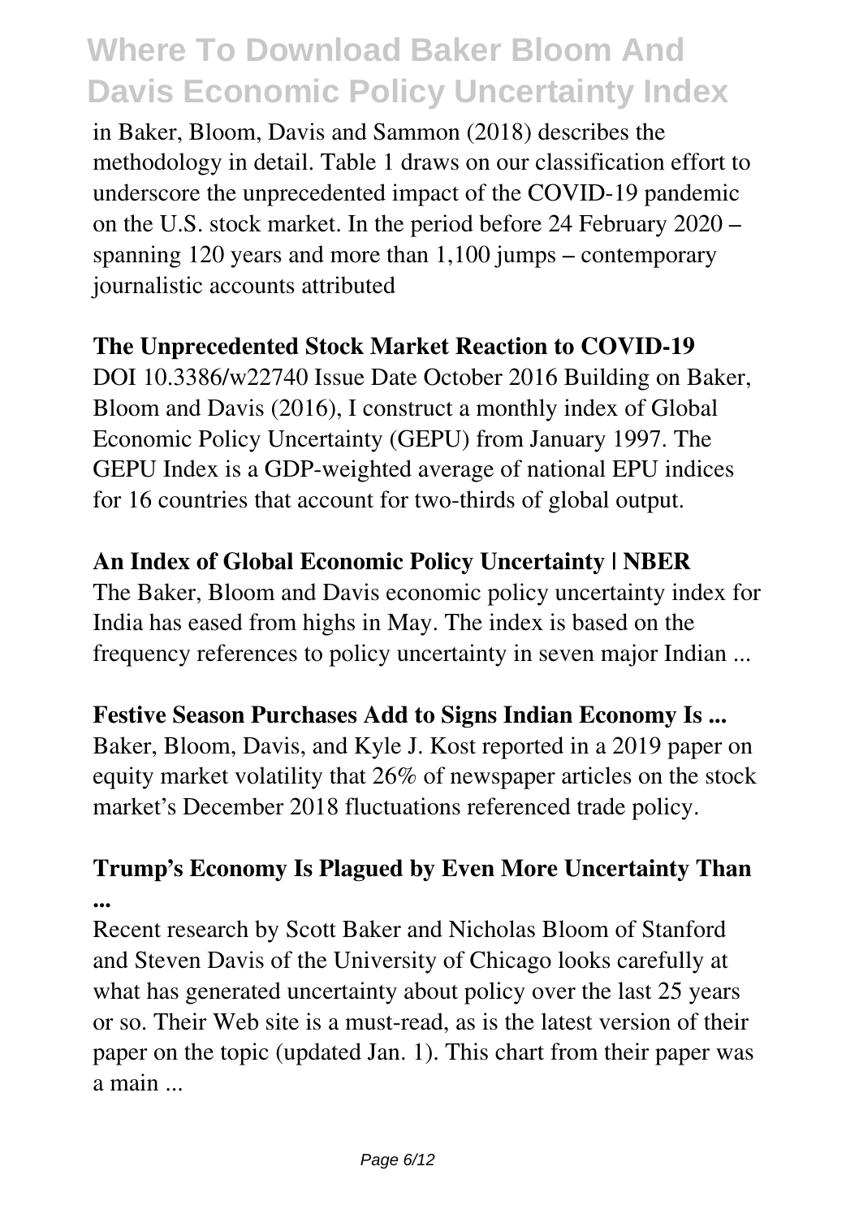in Baker, Bloom, Davis and Sammon (2018) describes the methodology in detail. Table 1 draws on our classification effort to underscore the unprecedented impact of the COVID-19 pandemic on the U.S. stock market. In the period before 24 February 2020 – spanning 120 years and more than 1,100 jumps – contemporary journalistic accounts attributed

**The Unprecedented Stock Market Reaction to COVID-19**

DOI 10.3386/w22740 Issue Date October 2016 Building on Baker, Bloom and Davis (2016), I construct a monthly index of Global Economic Policy Uncertainty (GEPU) from January 1997. The GEPU Index is a GDP-weighted average of national EPU indices for 16 countries that account for two-thirds of global output.

**An Index of Global Economic Policy Uncertainty | NBER**

The Baker, Bloom and Davis economic policy uncertainty index for India has eased from highs in May. The index is based on the frequency references to policy uncertainty in seven major Indian ...

**Festive Season Purchases Add to Signs Indian Economy Is ...**

Baker, Bloom, Davis, and Kyle J. Kost reported in a 2019 paper on equity market volatility that 26% of newspaper articles on the stock market's December 2018 fluctuations referenced trade policy.

**Trump's Economy Is Plagued by Even More Uncertainty Than ...**

Recent research by Scott Baker and Nicholas Bloom of Stanford and Steven Davis of the University of Chicago looks carefully at what has generated uncertainty about policy over the last 25 years or so. Their Web site is a must-read, as is the latest version of their paper on the topic (updated Jan. 1). This chart from their paper was a main ...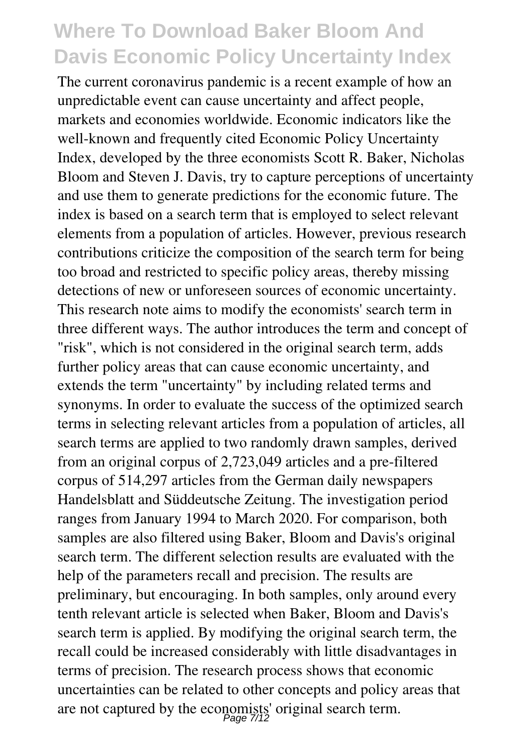The current coronavirus pandemic is a recent example of how an unpredictable event can cause uncertainty and affect people, markets and economies worldwide. Economic indicators like the well-known and frequently cited Economic Policy Uncertainty Index, developed by the three economists Scott R. Baker, Nicholas Bloom and Steven J. Davis, try to capture perceptions of uncertainty and use them to generate predictions for the economic future. The index is based on a search term that is employed to select relevant elements from a population of articles. However, previous research contributions criticize the composition of the search term for being too broad and restricted to specific policy areas, thereby missing detections of new or unforeseen sources of economic uncertainty. This research note aims to modify the economists' search term in three different ways. The author introduces the term and concept of "risk", which is not considered in the original search term, adds further policy areas that can cause economic uncertainty, and extends the term "uncertainty" by including related terms and synonyms. In order to evaluate the success of the optimized search terms in selecting relevant articles from a population of articles, all search terms are applied to two randomly drawn samples, derived from an original corpus of 2,723,049 articles and a pre-filtered corpus of 514,297 articles from the German daily newspapers Handelsblatt and Süddeutsche Zeitung. The investigation period ranges from January 1994 to March 2020. For comparison, both samples are also filtered using Baker, Bloom and Davis's original search term. The different selection results are evaluated with the help of the parameters recall and precision. The results are preliminary, but encouraging. In both samples, only around every tenth relevant article is selected when Baker, Bloom and Davis's search term is applied. By modifying the original search term, the recall could be increased considerably with little disadvantages in terms of precision. The research process shows that economic uncertainties can be related to other concepts and policy areas that are not captured by the economists' original search term.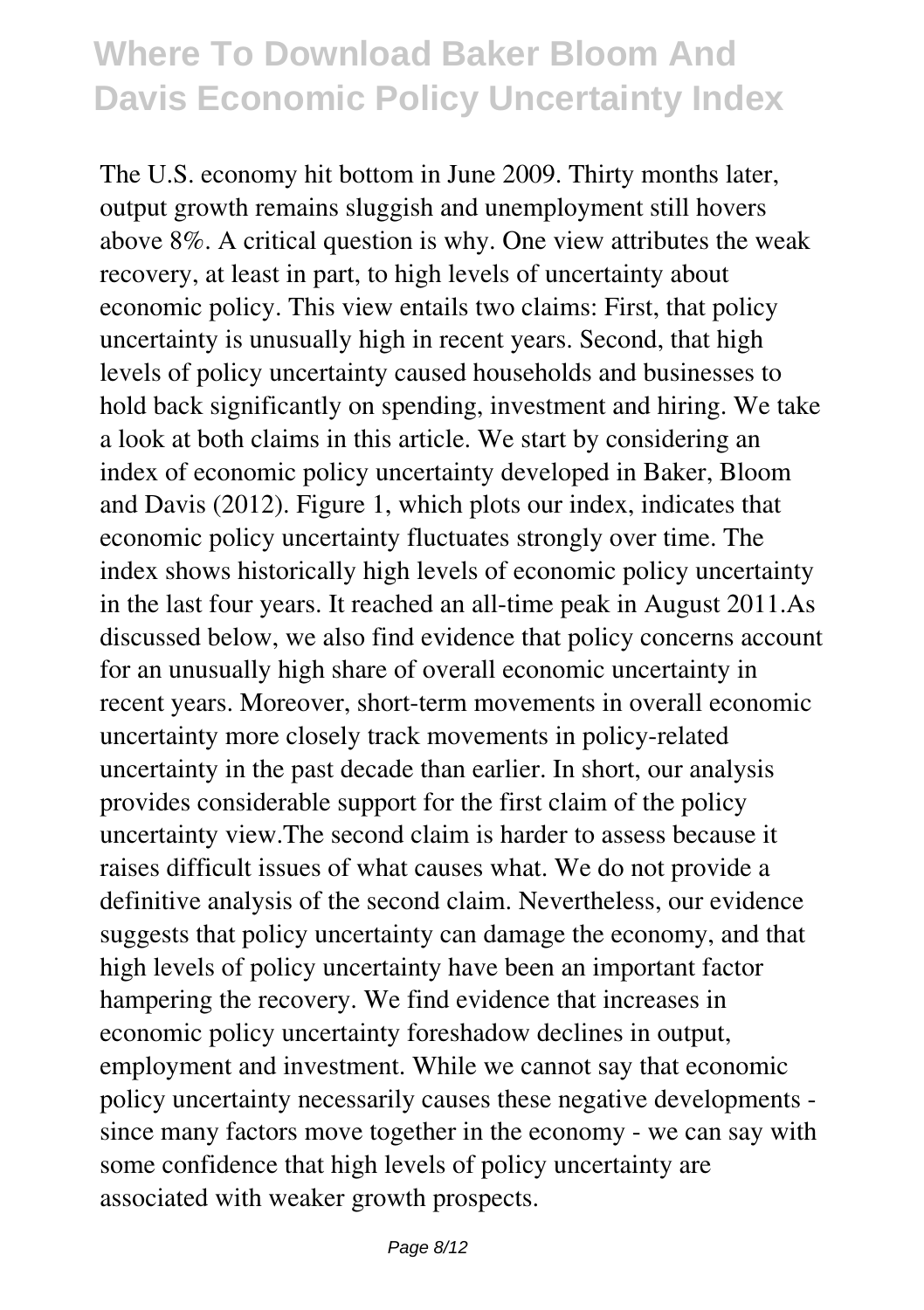The U.S. economy hit bottom in June 2009. Thirty months later, output growth remains sluggish and unemployment still hovers above 8%. A critical question is why. One view attributes the weak recovery, at least in part, to high levels of uncertainty about economic policy. This view entails two claims: First, that policy uncertainty is unusually high in recent years. Second, that high levels of policy uncertainty caused households and businesses to hold back significantly on spending, investment and hiring. We take a look at both claims in this article. We start by considering an index of economic policy uncertainty developed in Baker, Bloom and Davis (2012). Figure 1, which plots our index, indicates that economic policy uncertainty fluctuates strongly over time. The index shows historically high levels of economic policy uncertainty in the last four years. It reached an all-time peak in August 2011.As discussed below, we also find evidence that policy concerns account for an unusually high share of overall economic uncertainty in recent years. Moreover, short-term movements in overall economic uncertainty more closely track movements in policy-related uncertainty in the past decade than earlier. In short, our analysis provides considerable support for the first claim of the policy uncertainty view.The second claim is harder to assess because it raises difficult issues of what causes what. We do not provide a definitive analysis of the second claim. Nevertheless, our evidence suggests that policy uncertainty can damage the economy, and that high levels of policy uncertainty have been an important factor hampering the recovery. We find evidence that increases in economic policy uncertainty foreshadow declines in output, employment and investment. While we cannot say that economic policy uncertainty necessarily causes these negative developments - since many factors move together in the economy - we can say with some confidence that high levels of policy uncertainty are associated with weaker growth prospects.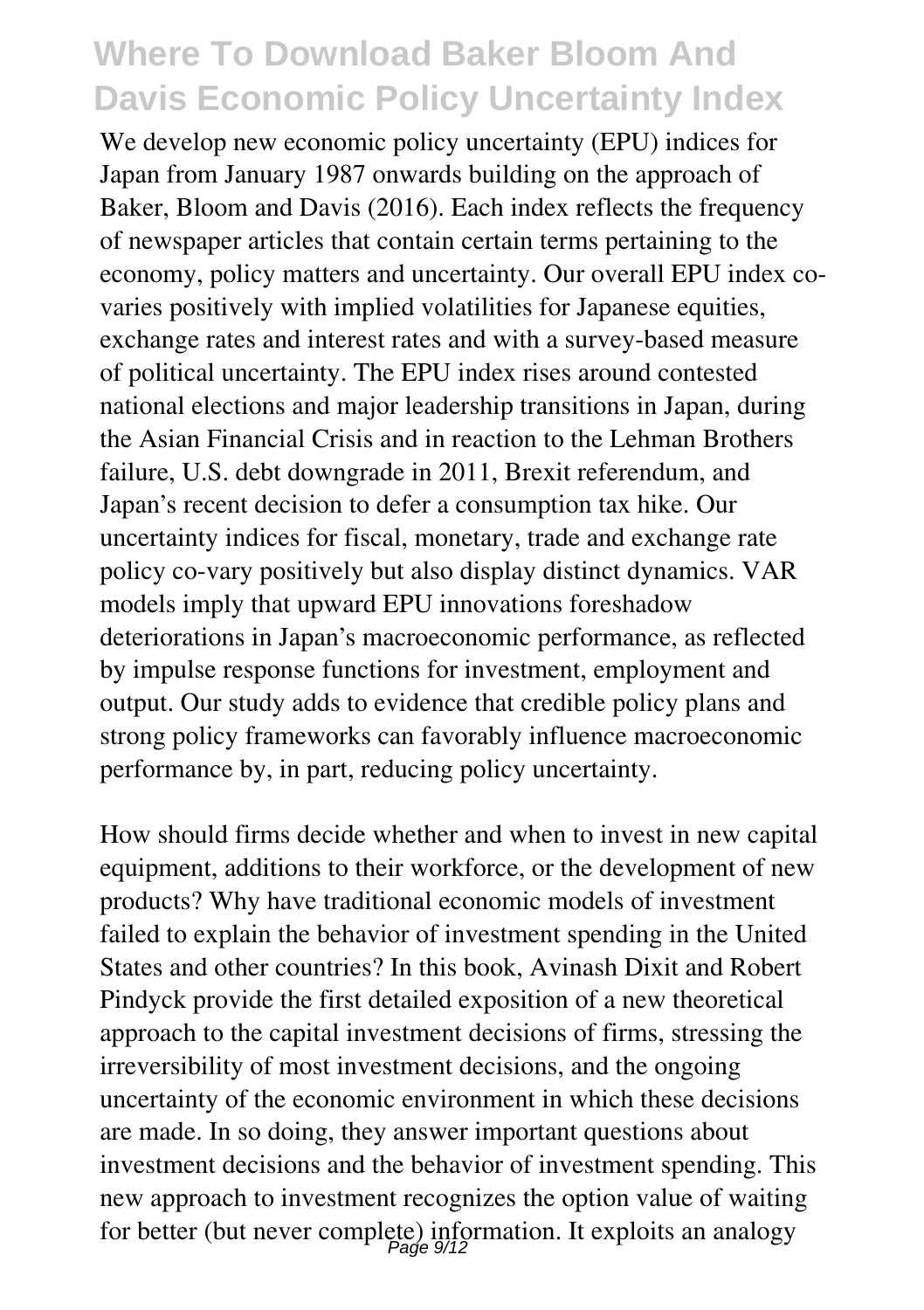We develop new economic policy uncertainty (EPU) indices for Japan from January 1987 onwards building on the approach of Baker, Bloom and Davis (2016). Each index reflects the frequency of newspaper articles that contain certain terms pertaining to the economy, policy matters and uncertainty. Our overall EPU index co-varies positively with implied volatilities for Japanese equities, exchange rates and interest rates and with a survey-based measure of political uncertainty. The EPU index rises around contested national elections and major leadership transitions in Japan, during the Asian Financial Crisis and in reaction to the Lehman Brothers failure, U.S. debt downgrade in 2011, Brexit referendum, and Japan's recent decision to defer a consumption tax hike. Our uncertainty indices for fiscal, monetary, trade and exchange rate policy co-vary positively but also display distinct dynamics. VAR models imply that upward EPU innovations foreshadow deteriorations in Japan's macroeconomic performance, as reflected by impulse response functions for investment, employment and output. Our study adds to evidence that credible policy plans and strong policy frameworks can favorably influence macroeconomic performance by, in part, reducing policy uncertainty.

How should firms decide whether and when to invest in new capital equipment, additions to their workforce, or the development of new products? Why have traditional economic models of investment failed to explain the behavior of investment spending in the United States and other countries? In this book, Avinash Dixit and Robert Pindyck provide the first detailed exposition of a new theoretical approach to the capital investment decisions of firms, stressing the irreversibility of most investment decisions, and the ongoing uncertainty of the economic environment in which these decisions are made. In so doing, they answer important questions about investment decisions and the behavior of investment spending. This new approach to investment recognizes the option value of waiting for better (but never complete) information. It exploits an analogy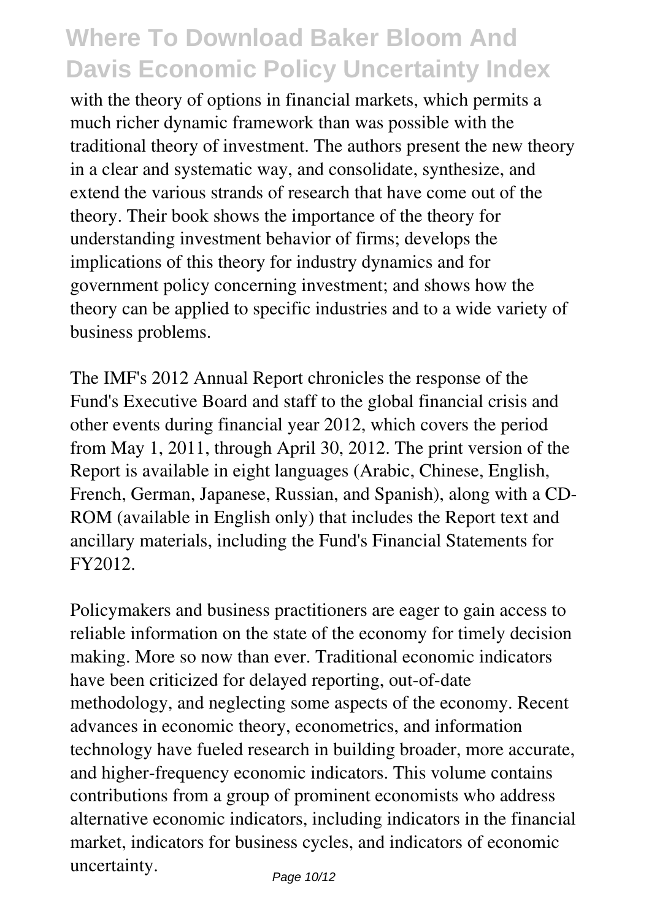with the theory of options in financial markets, which permits a much richer dynamic framework than was possible with the traditional theory of investment. The authors present the new theory in a clear and systematic way, and consolidate, synthesize, and extend the various strands of research that have come out of the theory. Their book shows the importance of the theory for understanding investment behavior of firms; develops the implications of this theory for industry dynamics and for government policy concerning investment; and shows how the theory can be applied to specific industries and to a wide variety of business problems.

The IMF's 2012 Annual Report chronicles the response of the Fund's Executive Board and staff to the global financial crisis and other events during financial year 2012, which covers the period from May 1, 2011, through April 30, 2012. The print version of the Report is available in eight languages (Arabic, Chinese, English, French, German, Japanese, Russian, and Spanish), along with a CD-ROM (available in English only) that includes the Report text and ancillary materials, including the Fund's Financial Statements for FY2012.

Policymakers and business practitioners are eager to gain access to reliable information on the state of the economy for timely decision making. More so now than ever. Traditional economic indicators have been criticized for delayed reporting, out-of-date methodology, and neglecting some aspects of the economy. Recent advances in economic theory, econometrics, and information technology have fueled research in building broader, more accurate, and higher-frequency economic indicators. This volume contains contributions from a group of prominent economists who address alternative economic indicators, including indicators in the financial market, indicators for business cycles, and indicators of economic uncertainty.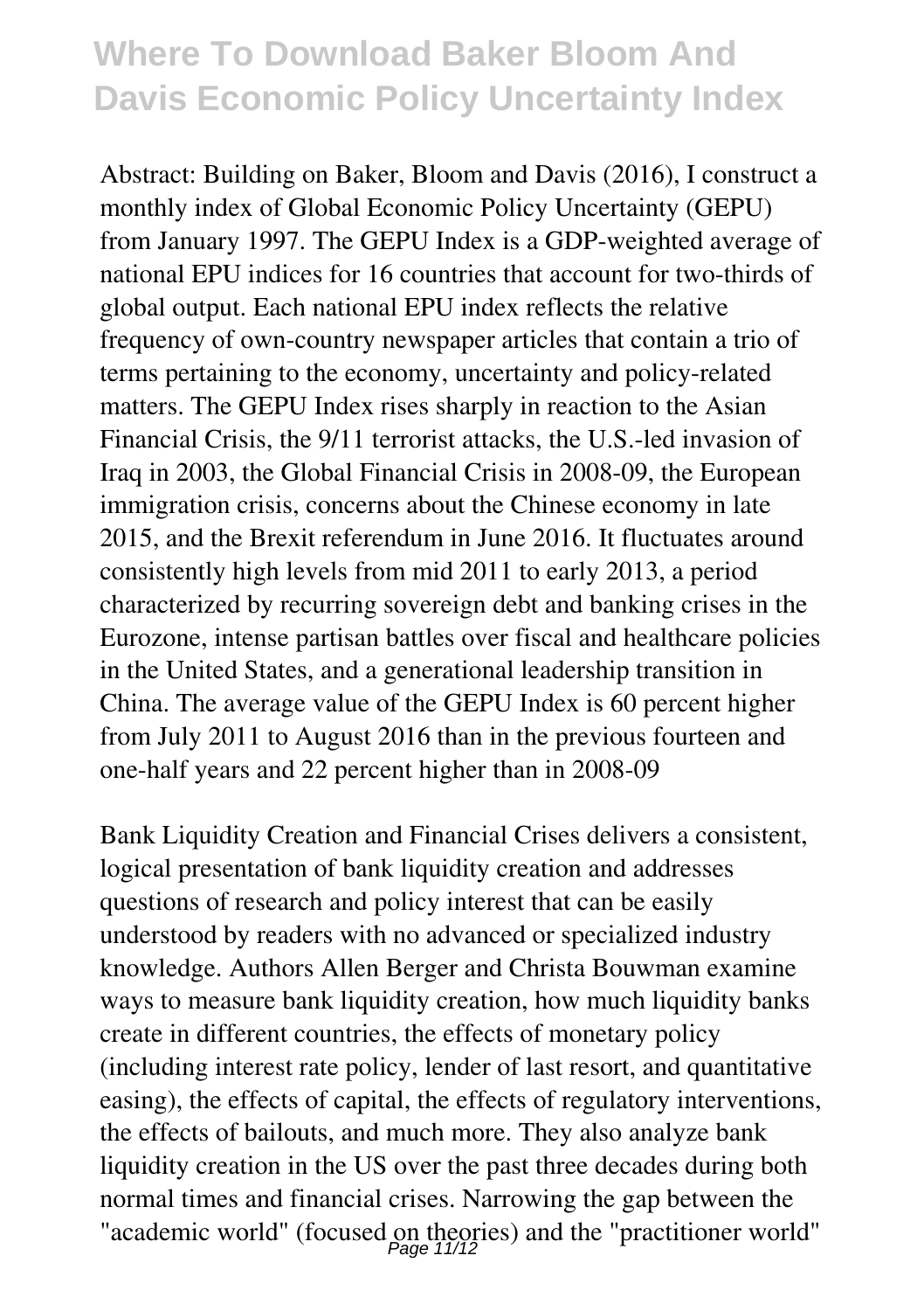Abstract: Building on Baker, Bloom and Davis (2016), I construct a monthly index of Global Economic Policy Uncertainty (GEPU) from January 1997. The GEPU Index is a GDP-weighted average of national EPU indices for 16 countries that account for two-thirds of global output. Each national EPU index reflects the relative frequency of own-country newspaper articles that contain a trio of terms pertaining to the economy, uncertainty and policy-related matters. The GEPU Index rises sharply in reaction to the Asian Financial Crisis, the 9/11 terrorist attacks, the U.S.-led invasion of Iraq in 2003, the Global Financial Crisis in 2008-09, the European immigration crisis, concerns about the Chinese economy in late 2015, and the Brexit referendum in June 2016. It fluctuates around consistently high levels from mid 2011 to early 2013, a period characterized by recurring sovereign debt and banking crises in the Eurozone, intense partisan battles over fiscal and healthcare policies in the United States, and a generational leadership transition in China. The average value of the GEPU Index is 60 percent higher from July 2011 to August 2016 than in the previous fourteen and one-half years and 22 percent higher than in 2008-09

Bank Liquidity Creation and Financial Crises delivers a consistent, logical presentation of bank liquidity creation and addresses questions of research and policy interest that can be easily understood by readers with no advanced or specialized industry knowledge. Authors Allen Berger and Christa Bouwman examine ways to measure bank liquidity creation, how much liquidity banks create in different countries, the effects of monetary policy (including interest rate policy, lender of last resort, and quantitative easing), the effects of capital, the effects of regulatory interventions, the effects of bailouts, and much more. They also analyze bank liquidity creation in the US over the past three decades during both normal times and financial crises. Narrowing the gap between the "academic world" (focused on theories) and the "practitioner world"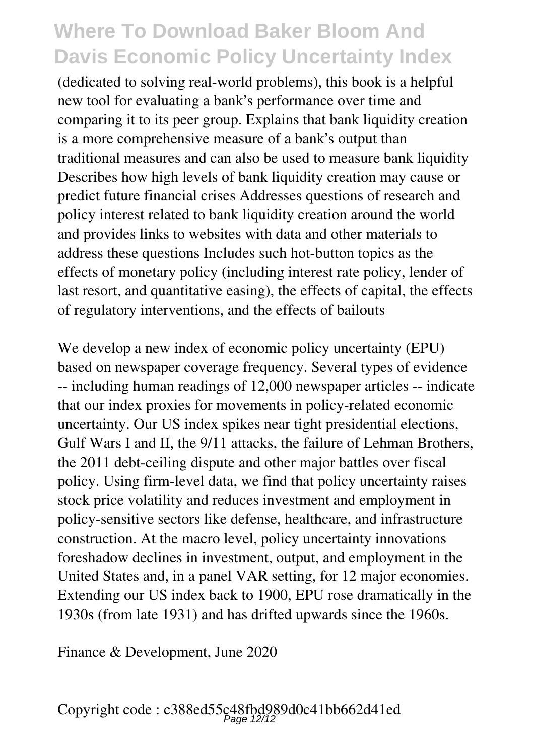(dedicated to solving real-world problems), this book is a helpful new tool for evaluating a bank's performance over time and comparing it to its peer group. Explains that bank liquidity creation is a more comprehensive measure of a bank's output than traditional measures and can also be used to measure bank liquidity Describes how high levels of bank liquidity creation may cause or predict future financial crises Addresses questions of research and policy interest related to bank liquidity creation around the world and provides links to websites with data and other materials to address these questions Includes such hot-button topics as the effects of monetary policy (including interest rate policy, lender of last resort, and quantitative easing), the effects of capital, the effects of regulatory interventions, and the effects of bailouts

We develop a new index of economic policy uncertainty (EPU) based on newspaper coverage frequency. Several types of evidence -- including human readings of 12,000 newspaper articles -- indicate that our index proxies for movements in policy-related economic uncertainty. Our US index spikes near tight presidential elections, Gulf Wars I and II, the 9/11 attacks, the failure of Lehman Brothers, the 2011 debt-ceiling dispute and other major battles over fiscal policy. Using firm-level data, we find that policy uncertainty raises stock price volatility and reduces investment and employment in policy-sensitive sectors like defense, healthcare, and infrastructure construction. At the macro level, policy uncertainty innovations foreshadow declines in investment, output, and employment in the United States and, in a panel VAR setting, for 12 major economies. Extending our US index back to 1900, EPU rose dramatically in the 1930s (from late 1931) and has drifted upwards since the 1960s.

Finance & Development, June 2020

Copyright code : c388ed55c48fbd989d0c41bb662d41ed